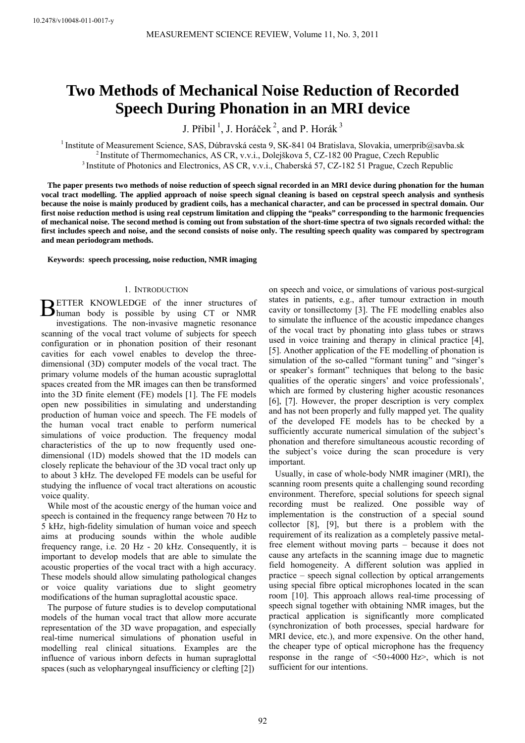10.2478/v10048-011-0017-y

# Two Methods of Mechanical Noise Reduction of Recorded Speech During Phonation in an MRI device

J. Přibil [1], J. Horáček [2], and P. Horák [3]

[1] Institute of Measurement Science, SAS, Dúbravská cesta 9, SK-841 04 Bratislava, Slovakia, umerprib@savba.sk
[2] Institute of Thermomechanics, AS CR, v.v.i., Dolejškova 5, CZ-182 00 Prague, Czech Republic
[3] Institute of Photonics and Electronics, AS CR, v.v.i., Chaberská 57, CZ-182 51 Prague, Czech Republic

**The paper presents two methods of noise reduction of speech signal recorded in an MRI device during phonation for the human vocal tract modelling. The applied approach of noise speech signal cleaning is based on cepstral speech analysis and synthesis because the noise is mainly produced by gradient coils, has a mechanical character, and can be processed in spectral domain. Our first noise reduction method is using real cepstrum limitation and clipping the "peaks" corresponding to the harmonic frequencies of mechanical noise. The second method is coming out from substation of the short-time spectra of two signals recorded withal: the first includes speech and noise, and the second consists of noise only. The resulting speech quality was compared by spectrogram and mean periodogram methods.**

**Keywords: speech processing, noise reduction, NMR imaging**

## 1. Introduction

Better knowledge of the inner structures of human body is possible by using CT or NMR investigations. The non-invasive magnetic resonance scanning of the vocal tract volume of subjects for speech configuration or in phonation position of their resonant cavities for each vowel enables to develop the three-dimensional (3D) computer models of the vocal tract. The primary volume models of the human acoustic supraglottal spaces created from the MR images can then be transformed into the 3D finite element (FE) models [1]. The FE models open new possibilities in simulating and understanding production of human voice and speech. The FE models of the human vocal tract enable to perform numerical simulations of voice production. The frequency modal characteristics of the up to now frequently used one-dimensional (1D) models showed that the 1D models can closely replicate the behaviour of the 3D vocal tract only up to about 3 kHz. The developed FE models can be useful for studying the influence of vocal tract alterations on acoustic voice quality.

While most of the acoustic energy of the human voice and speech is contained in the frequency range between 70 Hz to 5 kHz, high-fidelity simulation of human voice and speech aims at producing sounds within the whole audible frequency range, i.e. 20 Hz - 20 kHz. Consequently, it is important to develop models that are able to simulate the acoustic properties of the vocal tract with a high accuracy. These models should allow simulating pathological changes or voice quality variations due to slight geometry modifications of the human supraglottal acoustic space.

The purpose of future studies is to develop computational models of the human vocal tract that allow more accurate representation of the 3D wave propagation, and especially real-time numerical simulations of phonation useful in modelling real clinical situations. Examples are the influence of various inborn defects in human supraglottal spaces (such as velopharyngeal insufficiency or clefting [2]) on speech and voice, or simulations of various post-surgical states in patients, e.g., after tumour extraction in mouth cavity or tonsillectomy [3]. The FE modelling enables also to simulate the influence of the acoustic impedance changes of the vocal tract by phonating into glass tubes or straws used in voice training and therapy in clinical practice [4], [5]. Another application of the FE modelling of phonation is simulation of the so-called "formant tuning" and "singer's or speaker's formant" techniques that belong to the basic qualities of the operatic singers' and voice professionals', which are formed by clustering higher acoustic resonances [6], [7]. However, the proper description is very complex and has not been properly and fully mapped yet. The quality of the developed FE models has to be checked by a sufficiently accurate numerical simulation of the subject's phonation and therefore simultaneous acoustic recording of the subject's voice during the scan procedure is very important.

Usually, in case of whole-body NMR imaginer (MRI), the scanning room presents quite a challenging sound recording environment. Therefore, special solutions for speech signal recording must be realized. One possible way of implementation is the construction of a special sound collector [8], [9], but there is a problem with the requirement of its realization as a completely passive metal-free element without moving parts – because it does not cause any artefacts in the scanning image due to magnetic field homogeneity. A different solution was applied in practice – speech signal collection by optical arrangements using special fibre optical microphones located in the scan room [10]. This approach allows real-time processing of speech signal together with obtaining NMR images, but the practical application is significantly more complicated (synchronization of both processes, special hardware for MRI device, etc.), and more expensive. On the other hand, the cheaper type of optical microphone has the frequency response in the range of <50÷4000 Hz>, which is not sufficient for our intentions.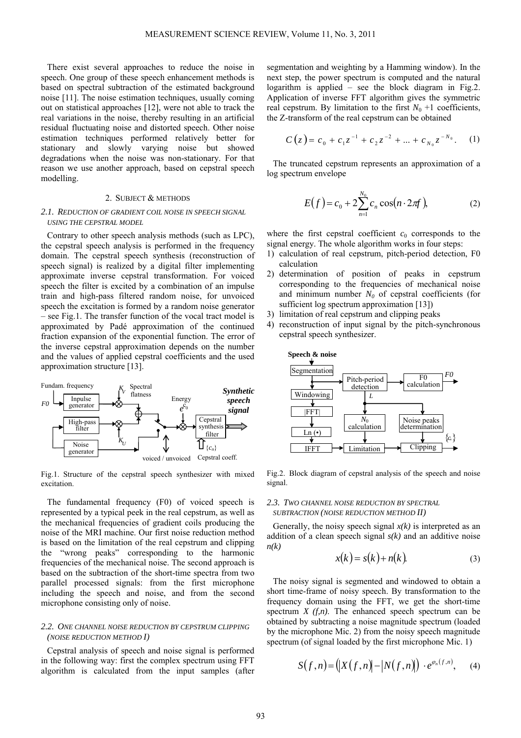There exist several approaches to reduce the noise in speech. One group of these speech enhancement methods is based on spectral subtraction of the estimated background noise [11]. The noise estimation techniques, usually coming out on statistical approaches [12], were not able to track the real variations in the noise, thereby resulting in an artificial residual fluctuating noise and distorted speech. Other noise estimation techniques performed relatively better for stationary and slowly varying noise but showed degradations when the noise was non-stationary. For that reason we use another approach, based on cepstral speech modelling.

## 2. Subject & methods

### 2.1. Reduction of gradient coil noise in speech signal using the cepstral model

Contrary to other speech analysis methods (such as LPC), the cepstral speech analysis is performed in the frequency domain. The cepstral speech synthesis (reconstruction of speech signal) is realized by a digital filter implementing approximate inverse cepstral transformation. For voiced speech the filter is excited by a combination of an impulse train and high-pass filtered random noise, for unvoiced speech the excitation is formed by a random noise generator – see Fig.1. The transfer function of the vocal tract model is approximated by Padé approximation of the continued fraction expansion of the exponential function. The error of the inverse cepstral approximation depends on the number and the values of applied cepstral coefficients and the used approximation structure [13].

Fig.1. Structure of the cepstral speech synthesizer with mixed excitation.

The fundamental frequency (F0) of voiced speech is represented by a typical peak in the real cepstrum, as well as the mechanical frequencies of gradient coils producing the noise of the MRI machine. Our first noise reduction method is based on the limitation of the real cepstrum and clipping the "wrong peaks" corresponding to the harmonic frequencies of the mechanical noise. The second approach is based on the subtraction of the short-time spectra from two parallel processed signals: from the first microphone including the speech and noise, and from the second microphone consisting only of noise.

### 2.2. One channel noise reduction by cepstrum clipping (noise reduction method I)

Cepstral analysis of speech and noise signal is performed in the following way: first the complex spectrum using FFT algorithm is calculated from the input samples (after segmentation and weighting by a Hamming window). In the next step, the power spectrum is computed and the natural logarithm is applied – see the block diagram in Fig.2. Application of inverse FFT algorithm gives the symmetric real cepstrum. By limitation to the first $N_0+1$ coefficients, the Z-transform of the real cepstrum can be obtained

$$C(z) = c_0 + c_1 z^{-1} + c_2 z^{-2} + \ldots + c_{N_0} z^{-N_0}. \quad (1)$$

The truncated cepstrum represents an approximation of a log spectrum envelope

$$E(f) = c_0 + 2\sum_{n=1}^{N_0} c_n \cos(n \cdot 2\pi f), \quad (2)$$

where the first cepstral coefficient $c_0$ corresponds to the signal energy. The whole algorithm works in four steps:

1) calculation of real cepstrum, pitch-period detection, F0 calculation
2) determination of position of peaks in cepstrum corresponding to the frequencies of mechanical noise and minimum number $N_0$ of cepstral coefficients (for sufficient log spectrum approximation [13])
3) limitation of real cepstrum and clipping peaks
4) reconstruction of input signal by the pitch-synchronous cepstral speech synthesizer.

Fig.2. Block diagram of cepstral analysis of the speech and noise signal.

### 2.3. Two channel noise reduction by spectral subtraction (noise reduction method II)

Generally, the noisy speech signal $x(k)$ is interpreted as an addition of a clean speech signal $s(k)$ and an additive noise $n(k)$

$$x(k) = s(k) + n(k). \quad (3)$$

The noisy signal is segmented and windowed to obtain a short time-frame of noisy speech. By transformation to the frequency domain using the FFT, we get the short-time spectrum $X(f,n)$. The enhanced speech spectrum can be obtained by subtracting a noise magnitude spectrum (loaded by the microphone Mic. 2) from the noisy speech magnitude spectrum (of signal loaded by the first microphone Mic. 1)

$$S(f,n) = \left(|X(f,n)| - |N(f,n)|\right) \cdot e^{\varphi_n(f,n)}, \quad (4)$$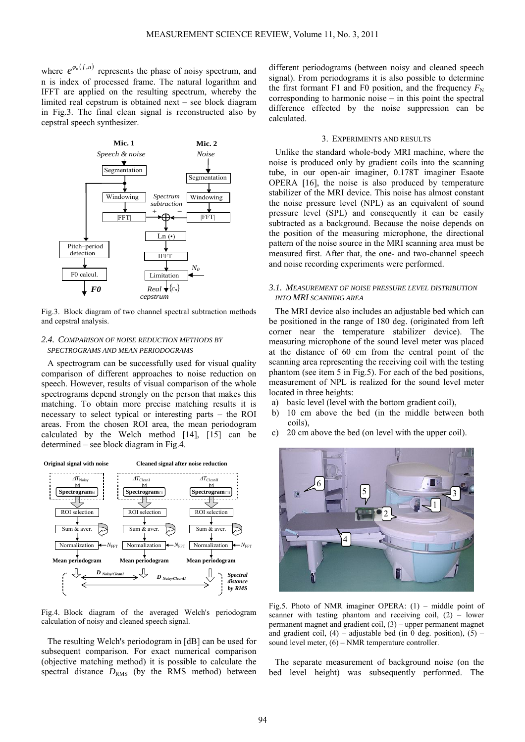where $e^{\varphi_n(f,n)}$ represents the phase of noisy spectrum, and n is index of processed frame. The natural logarithm and IFFT are applied on the resulting spectrum, whereby the limited real cepstrum is obtained next – see block diagram in Fig.3. The final clean signal is reconstructed also by cepstral speech synthesizer.

Fig.3. Block diagram of two channel spectral subtraction methods and cepstral analysis.

### 2.4. Comparison of noise reduction methods by spectrograms and mean periodograms

A spectrogram can be successfully used for visual quality comparison of different approaches to noise reduction on speech. However, results of visual comparison of the whole spectrograms depend strongly on the person that makes this matching. To obtain more precise matching results it is necessary to select typical or interesting parts – the ROI areas. From the chosen ROI area, the mean periodogram calculated by the Welch method [14], [15] can be determined – see block diagram in Fig.4.

Fig.4. Block diagram of the averaged Welch's periodogram calculation of noisy and cleaned speech signal.

The resulting Welch's periodogram in [dB] can be used for subsequent comparison. For exact numerical comparison (objective matching method) it is possible to calculate the spectral distance $D_{RMS}$ (by the RMS method) between different periodograms (between noisy and cleaned speech signal). From periodograms it is also possible to determine the first formant F1 and F0 position, and the frequency $F_N$ corresponding to harmonic noise – in this point the spectral difference effected by the noise suppression can be calculated.

## 3. Experiments and results

Unlike the standard whole-body MRI machine, where the noise is produced only by gradient coils into the scanning tube, in our open-air imaginer, 0.178T imaginer Esaote OPERA [16], the noise is also produced by temperature stabilizer of the MRI device. This noise has almost constant the noise pressure level (NPL) as an equivalent of sound pressure level (SPL) and consequently it can be easily subtracted as a background. Because the noise depends on the position of the measuring microphone, the directional pattern of the noise source in the MRI scanning area must be measured first. After that, the one- and two-channel speech and noise recording experiments were performed.

### 3.1. Measurement of noise pressure level distribution into MRI scanning area

The MRI device also includes an adjustable bed which can be positioned in the range of 180 deg. (originated from left corner near the temperature stabilizer device). The measuring microphone of the sound level meter was placed at the distance of 60 cm from the central point of the scanning area representing the receiving coil with the testing phantom (see item 5 in Fig.5). For each of the bed positions, measurement of NPL is realized for the sound level meter located in three heights:

a) basic level (level with the bottom gradient coil),
b) 10 cm above the bed (in the middle between both coils),
c) 20 cm above the bed (on level with the upper coil).

Fig.5. Photo of NMR imaginer OPERA: (1) – middle point of scanner with testing phantom and receiving coil, (2) – lower permanent magnet and gradient coil, (3) – upper permanent magnet and gradient coil, (4) – adjustable bed (in 0 deg. position), (5) – sound level meter, (6) – NMR temperature controller.

The separate measurement of background noise (on the bed level height) was subsequently performed. The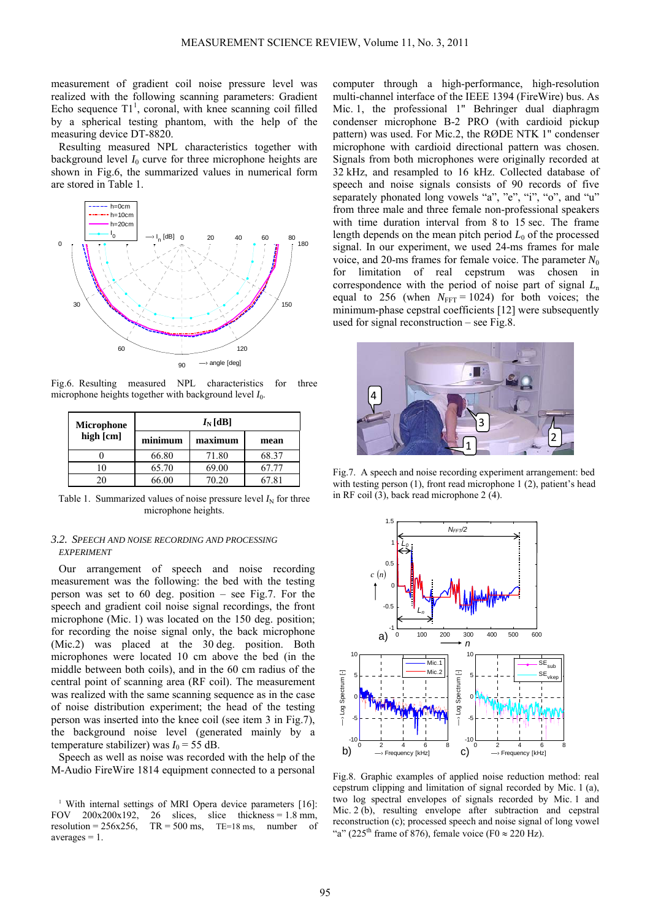measurement of gradient coil noise pressure level was realized with the following scanning parameters: Gradient Echo sequence T1[1], coronal, with knee scanning coil filled by a spherical testing phantom, with the help of the measuring device DT-8820.

Resulting measured NPL characteristics together with background level $I_0$ curve for three microphone heights are shown in Fig.6, the summarized values in numerical form are stored in Table 1.

Fig.6. Resulting measured NPL characteristics for three microphone heights together with background level $I_0$.

| Microphone high [cm] | $I_N$ [dB] | | |
|---|---|---|---|
| | minimum | maximum | mean |
| 0 | 66.80 | 71.80 | 68.37 |
| 10 | 65.70 | 69.00 | 67.77 |
| 20 | 66.00 | 70.20 | 67.81 |

Table 1. Summarized values of noise pressure level $I_N$ for three microphone heights.

### 3.2. Speech and noise recording and processing experiment

Our arrangement of speech and noise recording measurement was the following: the bed with the testing person was set to 60 deg. position – see Fig.7. For the speech and gradient coil noise signal recordings, the front microphone (Mic. 1) was located on the 150 deg. position; for recording the noise signal only, the back microphone (Mic.2) was placed at the 30 deg. position. Both microphones were located 10 cm above the bed (in the middle between both coils), and in the 60 cm radius of the central point of scanning area (RF coil). The measurement was realized with the same scanning sequence as in the case of noise distribution experiment; the head of the testing person was inserted into the knee coil (see item 3 in Fig.7), the background noise level (generated mainly by a temperature stabilizer) was $I_0$ = 55 dB.

Speech as well as noise was recorded with the help of the M-Audio FireWire 1814 equipment connected to a personal computer through a high-performance, high-resolution multi-channel interface of the IEEE 1394 (FireWire) bus. As Mic. 1, the professional 1" Behringer dual diaphragm condenser microphone B-2 PRO (with cardioid pickup pattern) was used. For Mic.2, the RØDE NTK 1" condenser microphone with cardioid directional pattern was chosen. Signals from both microphones were originally recorded at 32 kHz, and resampled to 16 kHz. Collected database of speech and noise signals consists of 90 records of five separately phonated long vowels "a", "e", "i", "o", and "u" from three male and three female non-professional speakers with time duration interval from 8 to 15 sec. The frame length depends on the mean pitch period $L_0$ of the processed signal. In our experiment, we used 24-ms frames for male voice, and 20-ms frames for female voice. The parameter $N_0$ for limitation of real cepstrum was chosen in correspondence with the period of noise part of signal $L_n$ equal to 256 (when $N_{FFT}$ = 1024) for both voices; the minimum-phase cepstral coefficients [12] were subsequently used for signal reconstruction – see Fig.8.

Fig.7. A speech and noise recording experiment arrangement: bed with testing person (1), front read microphone 1 (2), patient's head in RF coil (3), back read microphone 2 (4).

Fig.8. Graphic examples of applied noise reduction method: real cepstrum clipping and limitation of signal recorded by Mic. 1 (a), two log spectral envelopes of signals recorded by Mic. 1 and Mic. 2 (b), resulting envelope after subtraction and cepstral reconstruction (c); processed speech and noise signal of long vowel "a" (225[th] frame of 876), female voice (F0 ≈ 220 Hz).

[1] With internal settings of MRI Opera device parameters [16]: FOV 200x200x192, 26 slices, slice thickness = 1.8 mm, resolution = 256x256, TR = 500 ms, TE=18 ms, number of averages = 1.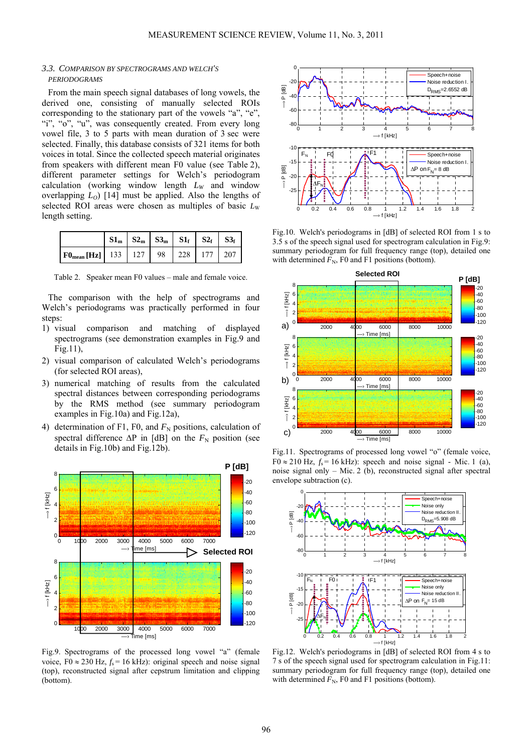### 3.3. Comparison by spectrograms and Welch's periodograms

From the main speech signal databases of long vowels, the derived one, consisting of manually selected ROIs corresponding to the stationary part of the vowels "a", "e", "i", "o", "u", was consequently created. From every long vowel file, 3 to 5 parts with mean duration of 3 sec were selected. Finally, this database consists of 321 items for both voices in total. Since the collected speech material originates from speakers with different mean F0 value (see Table 2), different parameter settings for Welch's periodogram calculation (working window length $L_W$ and window overlapping $L_O$) [14] must be applied. Also the lengths of selected ROI areas were chosen as multiples of basic $L_W$ length setting.

| | $S1_m$ | $S2_m$ | $S3_m$ | $S1_f$ | $S2_f$ | $S3_f$ |
|---|---|---|---|---|---|---|
| $F0_{mean}$ [Hz] | 133 | 127 | 98 | 228 | 177 | 207 |

Table 2. Speaker mean F0 values – male and female voice.

The comparison with the help of spectrograms and Welch's periodograms was practically performed in four steps:

1) visual comparison and matching of displayed spectrograms (see demonstration examples in Fig.9 and Fig.11),
2) visual comparison of calculated Welch's periodograms (for selected ROI areas),
3) numerical matching of results from the calculated spectral distances between corresponding periodograms by the RMS method (see summary periodogram examples in Fig.10a) and Fig.12a),
4) determination of F1, F0, and $F_N$ positions, calculation of spectral difference ΔP in [dB] on the $F_N$ position (see details in Fig.10b) and Fig.12b).

Fig.9. Spectrograms of the processed long vowel "a" (female voice, F0 ≈ 230 Hz, $f_s$ = 16 kHz): original speech and noise signal (top), reconstructed signal after cepstrum limitation and clipping (bottom).

Fig.10. Welch's periodograms in [dB] of selected ROI from 1 s to 3.5 s of the speech signal used for spectrogram calculation in Fig.9: summary periodogram for full frequency range (top), detailed one with determined $F_N$, F0 and F1 positions (bottom).

Fig.11. Spectrograms of processed long vowel "o" (female voice, F0 ≈ 210 Hz, $f_s$ = 16 kHz): speech and noise signal - Mic. 1 (a), noise signal only – Mic. 2 (b), reconstructed signal after spectral envelope subtraction (c).

Fig.12. Welch's periodograms in [dB] of selected ROI from 4 s to 7 s of the speech signal used for spectrogram calculation in Fig.11: summary periodogram for full frequency range (top), detailed one with determined $F_N$, F0 and F1 positions (bottom).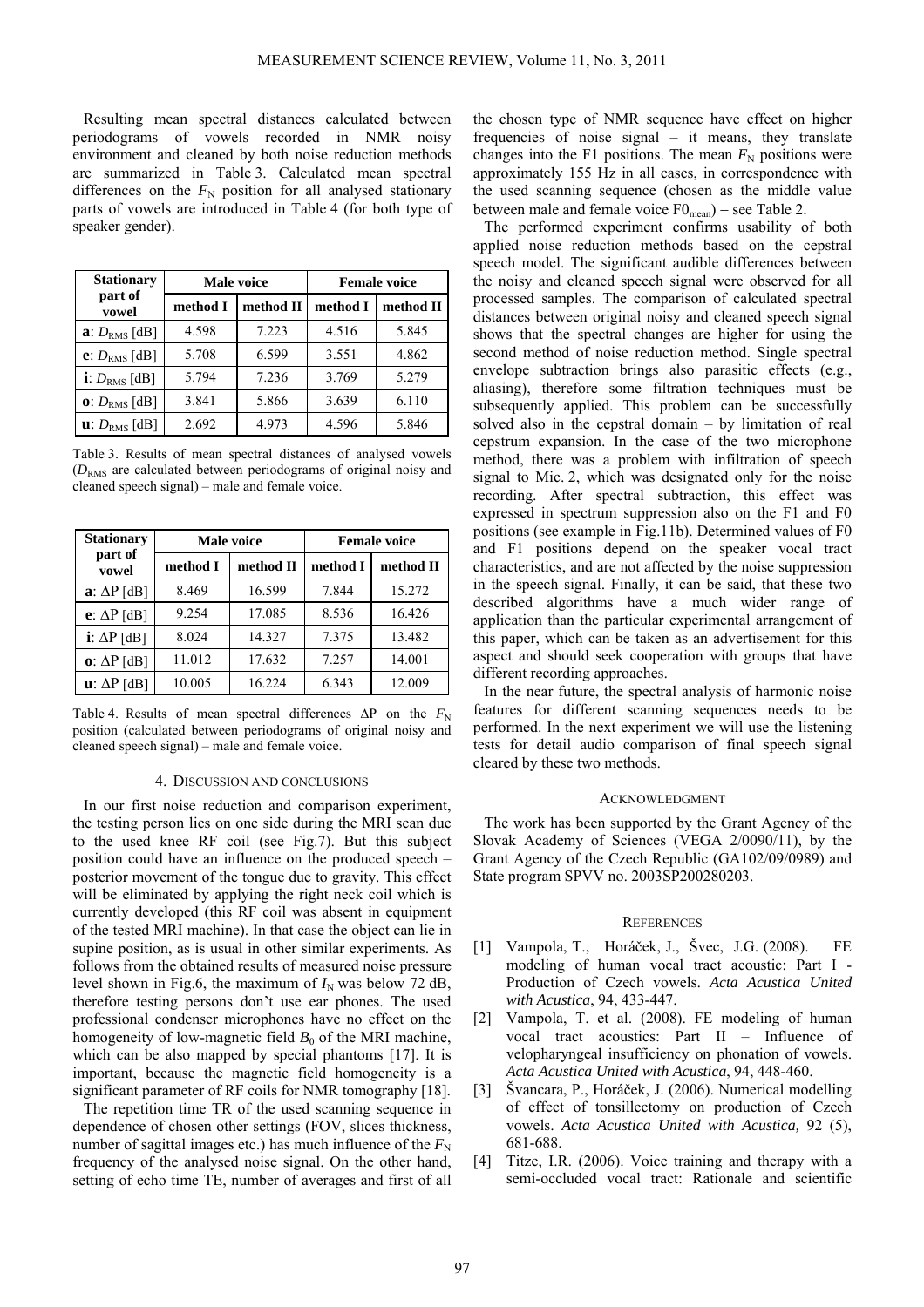Resulting mean spectral distances calculated between periodograms of vowels recorded in NMR noisy environment and cleaned by both noise reduction methods are summarized in Table 3. Calculated mean spectral differences on the $F_N$ position for all analysed stationary parts of vowels are introduced in Table 4 (for both type of speaker gender).

| Stationary part of vowel | Male voice | | Female voice | |
|---|---|---|---|---|
| | method I | method II | method I | method II |
| **a**: $D_{RMS}$ [dB] | 4.598 | 7.223 | 4.516 | 5.845 |
| **e**: $D_{RMS}$ [dB] | 5.708 | 6.599 | 3.551 | 4.862 |
| **i**: $D_{RMS}$ [dB] | 5.794 | 7.236 | 3.769 | 5.279 |
| **o**: $D_{RMS}$ [dB] | 3.841 | 5.866 | 3.639 | 6.110 |
| **u**: $D_{RMS}$ [dB] | 2.692 | 4.973 | 4.596 | 5.846 |

Table 3. Results of mean spectral distances of analysed vowels ($D_{RMS}$ are calculated between periodograms of original noisy and cleaned speech signal) – male and female voice.

| Stationary part of vowel | Male voice | | Female voice | |
|---|---|---|---|---|
| | method I | method II | method I | method II |
| **a**: $\Delta$P [dB] | 8.469 | 16.599 | 7.844 | 15.272 |
| **e**: $\Delta$P [dB] | 9.254 | 17.085 | 8.536 | 16.426 |
| **i**: $\Delta$P [dB] | 8.024 | 14.327 | 7.375 | 13.482 |
| **o**: $\Delta$P [dB] | 11.012 | 17.632 | 7.257 | 14.001 |
| **u**: $\Delta$P [dB] | 10.005 | 16.224 | 6.343 | 12.009 |

Table 4. Results of mean spectral differences $\Delta$P on the $F_N$ position (calculated between periodograms of original noisy and cleaned speech signal) – male and female voice.

## 4. DISCUSSION AND CONCLUSIONS

In our first noise reduction and comparison experiment, the testing person lies on one side during the MRI scan due to the used knee RF coil (see Fig.7). But this subject position could have an influence on the produced speech – posterior movement of the tongue due to gravity. This effect will be eliminated by applying the right neck coil which is currently developed (this RF coil was absent in equipment of the tested MRI machine). In that case the object can lie in supine position, as is usual in other similar experiments. As follows from the obtained results of measured noise pressure level shown in Fig.6, the maximum of $I_N$ was below 72 dB, therefore testing persons don't use ear phones. The used professional condenser microphones have no effect on the homogeneity of low-magnetic field $B_0$ of the MRI machine, which can be also mapped by special phantoms [17]. It is important, because the magnetic field homogeneity is a significant parameter of RF coils for NMR tomography [18].

The repetition time TR of the used scanning sequence in dependence of chosen other settings (FOV, slices thickness, number of sagittal images etc.) has much influence of the $F_N$ frequency of the analysed noise signal. On the other hand, setting of echo time TE, number of averages and first of all the chosen type of NMR sequence have effect on higher frequencies of noise signal – it means, they translate changes into the F1 positions. The mean $F_N$ positions were approximately 155 Hz in all cases, in correspondence with the used scanning sequence (chosen as the middle value between male and female voice $F0_{mean}$) – see Table 2.

The performed experiment confirms usability of both applied noise reduction methods based on the cepstral speech model. The significant audible differences between the noisy and cleaned speech signal were observed for all processed samples. The comparison of calculated spectral distances between original noisy and cleaned speech signal shows that the spectral changes are higher for using the second method of noise reduction method. Single spectral envelope subtraction brings also parasitic effects (e.g., aliasing), therefore some filtration techniques must be subsequently applied. This problem can be successfully solved also in the cepstral domain – by limitation of real cepstrum expansion. In the case of the two microphone method, there was a problem with infiltration of speech signal to Mic. 2, which was designated only for the noise recording. After spectral subtraction, this effect was expressed in spectrum suppression also on the F1 and F0 positions (see example in Fig.11b). Determined values of F0 and F1 positions depend on the speaker vocal tract characteristics, and are not affected by the noise suppression in the speech signal. Finally, it can be said, that these two described algorithms have a much wider range of application than the particular experimental arrangement of this paper, which can be taken as an advertisement for this aspect and should seek cooperation with groups that have different recording approaches.

In the near future, the spectral analysis of harmonic noise features for different scanning sequences needs to be performed. In the next experiment we will use the listening tests for detail audio comparison of final speech signal cleared by these two methods.

## ACKNOWLEDGMENT

The work has been supported by the Grant Agency of the Slovak Academy of Sciences (VEGA 2/0090/11), by the Grant Agency of the Czech Republic (GA102/09/0989) and State program SPVV no. 2003SP200280203.

## REFERENCES

[1] Vampola, T., Horáček, J., Švec, J.G. (2008). FE modeling of human vocal tract acoustic: Part I - Production of Czech vowels. *Acta Acustica United with Acustica*, 94, 433-447.

[2] Vampola, T. et al. (2008). FE modeling of human vocal tract acoustics: Part II – Influence of velopharyngeal insufficiency on phonation of vowels. *Acta Acustica United with Acustica*, 94, 448-460.

[3] Švancara, P., Horáček, J. (2006). Numerical modelling of effect of tonsillectomy on production of Czech vowels. *Acta Acustica United with Acustica,* 92 (5), 681-688.

[4] Titze, I.R. (2006). Voice training and therapy with a semi-occluded vocal tract: Rationale and scientific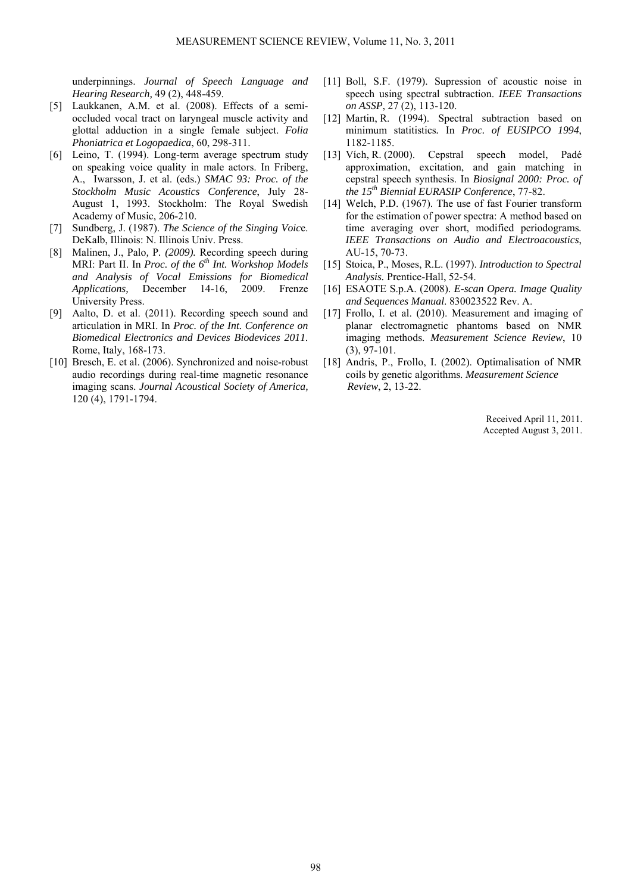underpinnings. *Journal of Speech Language and Hearing Research,* 49 (2), 448-459.

[5] Laukkanen, A.M. et al. (2008). Effects of a semi-occluded vocal tract on laryngeal muscle activity and glottal adduction in a single female subject. *Folia Phoniatrica et Logopaedica*, 60, 298-311.

[6] Leino, T. (1994). Long-term average spectrum study on speaking voice quality in male actors. In Friberg, A., Iwarsson, J. et al. (eds.) *SMAC 93: Proc. of the Stockholm Music Acoustics Conference*, July 28-August 1, 1993. Stockholm: The Royal Swedish Academy of Music, 206-210.

[7] Sundberg, J. (1987). *The Science of the Singing Voice.* DeKalb, Illinois: N. Illinois Univ. Press.

[8] Malinen, J., Palo, P. *(2009).* Recording speech during MRI: Part II. In *Proc. of the 6th Int. Workshop Models and Analysis of Vocal Emissions for Biomedical Applications,* December 14-16, 2009. Frenze University Press.

[9] Aalto, D. et al. (2011). Recording speech sound and articulation in MRI. In *Proc. of the Int. Conference on Biomedical Electronics and Devices Biodevices 2011.* Rome, Italy, 168-173.

[10] Bresch, E. et al. (2006). Synchronized and noise-robust audio recordings during real-time magnetic resonance imaging scans. *Journal Acoustical Society of America,* 120 (4), 1791-1794.

[11] Boll, S.F. (1979). Supression of acoustic noise in speech using spectral subtraction. *IEEE Transactions on ASSP*, 27 (2), 113-120.

[12] Martin, R. (1994). Spectral subtraction based on minimum statitistics. In *Proc. of EUSIPCO 1994*, 1182-1185.

[13] Vích, R. (2000). Cepstral speech model, Padé approximation, excitation, and gain matching in cepstral speech synthesis. In *Biosignal 2000: Proc. of the 15th Biennial EURASIP Conference*, 77-82.

[14] Welch, P.D. (1967). The use of fast Fourier transform for the estimation of power spectra: A method based on time averaging over short, modified periodograms. *IEEE Transactions on Audio and Electroacoustics*, AU-15, 70-73.

[15] Stoica, P., Moses, R.L. (1997). *Introduction to Spectral Analysis.* Prentice-Hall, 52-54.

[16] ESAOTE S.p.A. (2008). *E-scan Opera. Image Quality and Sequences Manual*. 830023522 Rev. A.

[17] Frollo, I. et al. (2010). Measurement and imaging of planar electromagnetic phantoms based on NMR imaging methods. *Measurement Science Review*, 10 (3), 97-101.

[18] Andris, P., Frollo, I. (2002). Optimalisation of NMR coils by genetic algorithms. *Measurement Science Review*, 2, 13-22.

Received April 11, 2011.
Accepted August 3, 2011.